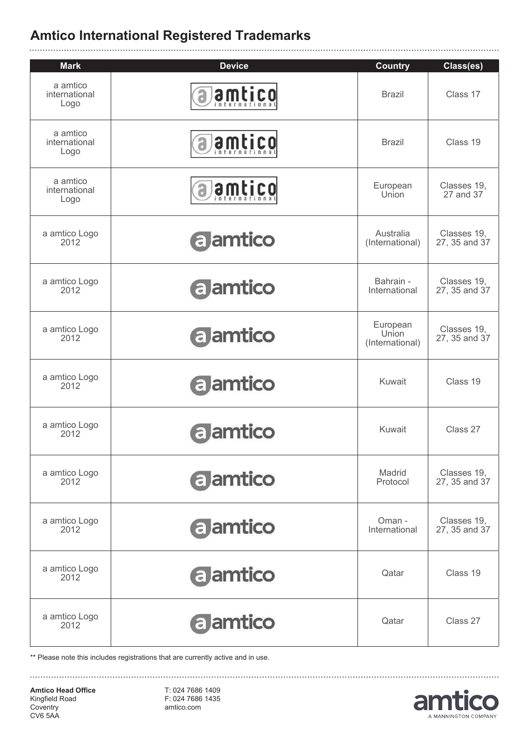## Amtico International Registered Trademarks

| Mark | Device | Country | Class(es) |
|---|---|---|---|
| a amtico international Logo | | Brazil | Class 17 |
| a amtico international Logo | | Brazil | Class 19 |
| a amtico international Logo | | European Union | Classes 19, 27 and 37 |
| a amtico Logo 2012 | | Australia (International) | Classes 19, 27, 35 and 37 |
| a amtico Logo 2012 | | Bahrain - International | Classes 19, 27, 35 and 37 |
| a amtico Logo 2012 | | European Union (International) | Classes 19, 27, 35 and 37 |
| a amtico Logo 2012 | | Kuwait | Class 19 |
| a amtico Logo 2012 | | Kuwait | Class 27 |
| a amtico Logo 2012 | | Madrid Protocol | Classes 19, 27, 35 and 37 |
| a amtico Logo 2012 | | Oman - International | Classes 19, 27, 35 and 37 |
| a amtico Logo 2012 | | Qatar | Class 19 |
| a amtico Logo 2012 | | Qatar | Class 27 |

** Please note this includes registrations that are currently active and in use.

**Amtico Head Office**
Kingfield Road
Coventry
CV6 5AA

T: 024 7686 1409
F: 024 7686 1435
amtico.com

amtico
A MANNINGTON COMPANY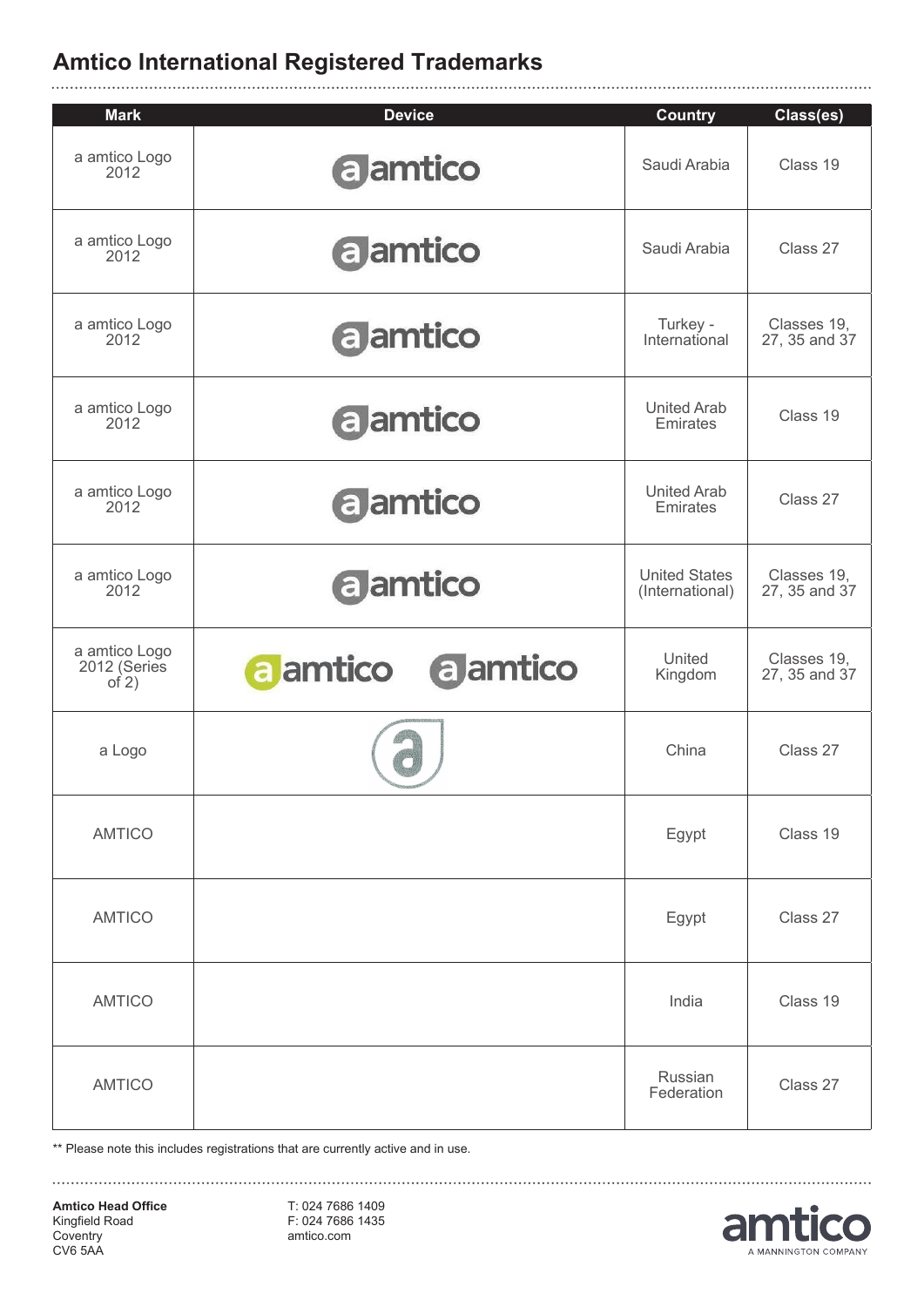## Amtico International Registered Trademarks

| Mark | Device | Country | Class(es) |
|---|---|---|---|
| a amtico Logo 2012 | | Saudi Arabia | Class 19 |
| a amtico Logo 2012 | | Saudi Arabia | Class 27 |
| a amtico Logo 2012 | | Turkey - International | Classes 19, 27, 35 and 37 |
| a amtico Logo 2012 | | United Arab Emirates | Class 19 |
| a amtico Logo 2012 | | United Arab Emirates | Class 27 |
| a amtico Logo 2012 | | United States (International) | Classes 19, 27, 35 and 37 |
| a amtico Logo 2012 (Series of 2) | | United Kingdom | Classes 19, 27, 35 and 37 |
| a Logo | | China | Class 27 |
| AMTICO | | Egypt | Class 19 |
| AMTICO | | Egypt | Class 27 |
| AMTICO | | India | Class 19 |
| AMTICO | | Russian Federation | Class 27 |

** Please note this includes registrations that are currently active and in use.

**Amtico Head Office**
Kingfield Road
Coventry
CV6 5AA

T: 024 7686 1409
F: 024 7686 1435
amtico.com

amtico
A MANNINGTON COMPANY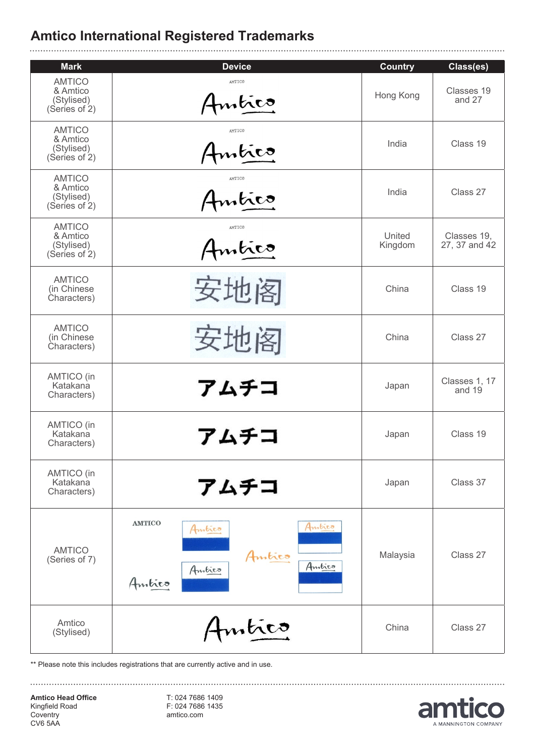## Amtico International Registered Trademarks

| Mark | Device | Country | Class(es) |
|---|---|---|---|
| AMTICO & Amtico (Stylised) (Series of 2) | AMTICO / Amtico | Hong Kong | Classes 19 and 27 |
| AMTICO & Amtico (Stylised) (Series of 2) | AMTICO / Amtico | India | Class 19 |
| AMTICO & Amtico (Stylised) (Series of 2) | AMTICO / Amtico | India | Class 27 |
| AMTICO & Amtico (Stylised) (Series of 2) | AMTICO / Amtico | United Kingdom | Classes 19, 27, 37 and 42 |
| AMTICO (in Chinese Characters) | 安地阁 | China | Class 19 |
| AMTICO (in Chinese Characters) | 安地阁 | China | Class 27 |
| AMTICO (in Katakana Characters) | アムチコ | Japan | Classes 1, 17 and 19 |
| AMTICO (in Katakana Characters) | アムチコ | Japan | Class 19 |
| AMTICO (in Katakana Characters) | アムチコ | Japan | Class 37 |
| AMTICO (Series of 7) | AMTICO / Amtico | Malaysia | Class 27 |
| Amtico (Stylised) | Amtico | China | Class 27 |

** Please note this includes registrations that are currently active and in use.

**Amtico Head Office**
Kingfield Road
Coventry
CV6 5AA

T: 024 7686 1409
F: 024 7686 1435
amtico.com

amtico
A MANNINGTON COMPANY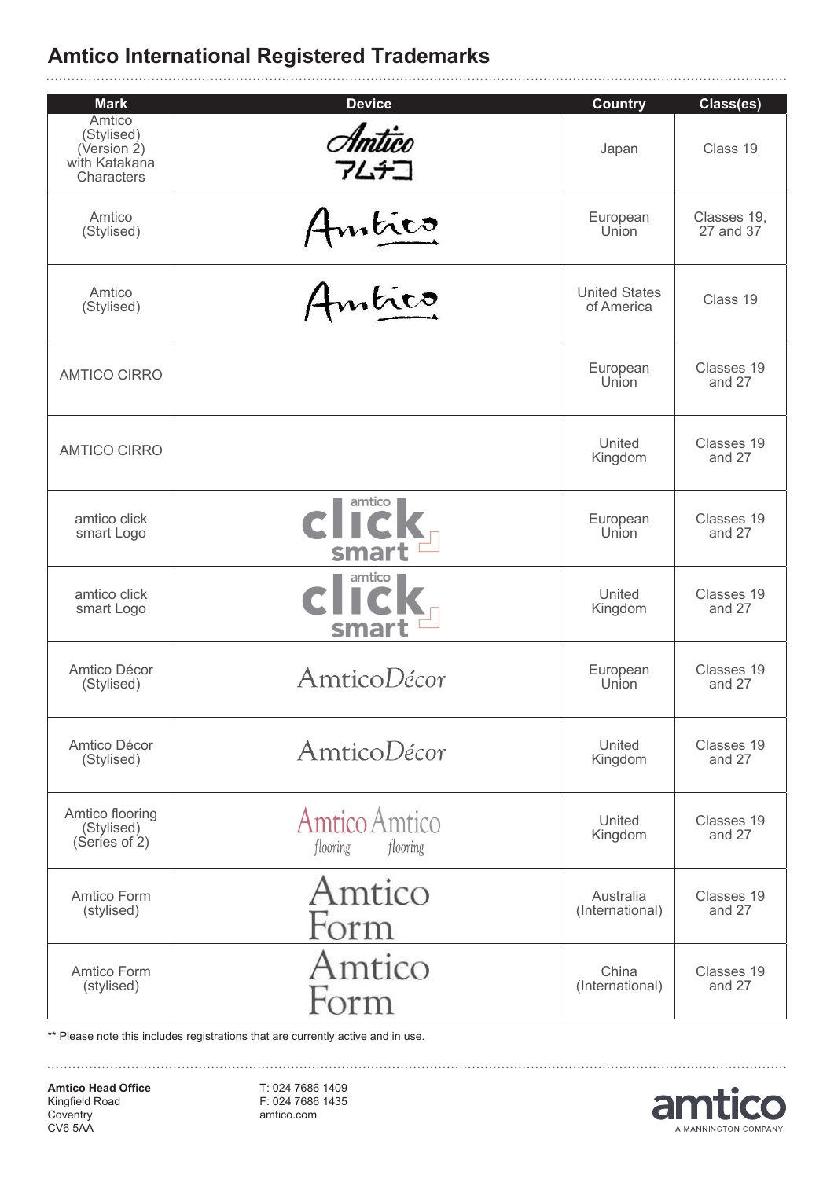## Amtico International Registered Trademarks

| Mark | Device | Country | Class(es) |
|---|---|---|---|
| Amtico (Stylised) (Version 2) with Katakana Characters | Amtico アムチコ | Japan | Class 19 |
| Amtico (Stylised) | Amtico | European Union | Classes 19, 27 and 37 |
| Amtico (Stylised) | Amtico | United States of America | Class 19 |
| AMTICO CIRRO | | European Union | Classes 19 and 27 |
| AMTICO CIRRO | | United Kingdom | Classes 19 and 27 |
| amtico click smart Logo | amtico click smart | European Union | Classes 19 and 27 |
| amtico click smart Logo | amtico click smart | United Kingdom | Classes 19 and 27 |
| Amtico Décor (Stylised) | AmticoDécor | European Union | Classes 19 and 27 |
| Amtico Décor (Stylised) | AmticoDécor | United Kingdom | Classes 19 and 27 |
| Amtico flooring (Stylised) (Series of 2) | Amtico flooring Amtico flooring | United Kingdom | Classes 19 and 27 |
| Amtico Form (stylised) | Amtico Form | Australia (International) | Classes 19 and 27 |
| Amtico Form (stylised) | Amtico Form | China (International) | Classes 19 and 27 |

** Please note this includes registrations that are currently active and in use.

**Amtico Head Office**
Kingfield Road
Coventry
CV6 5AA

T: 024 7686 1409
F: 024 7686 1435
amtico.com

amtico
A MANNINGTON COMPANY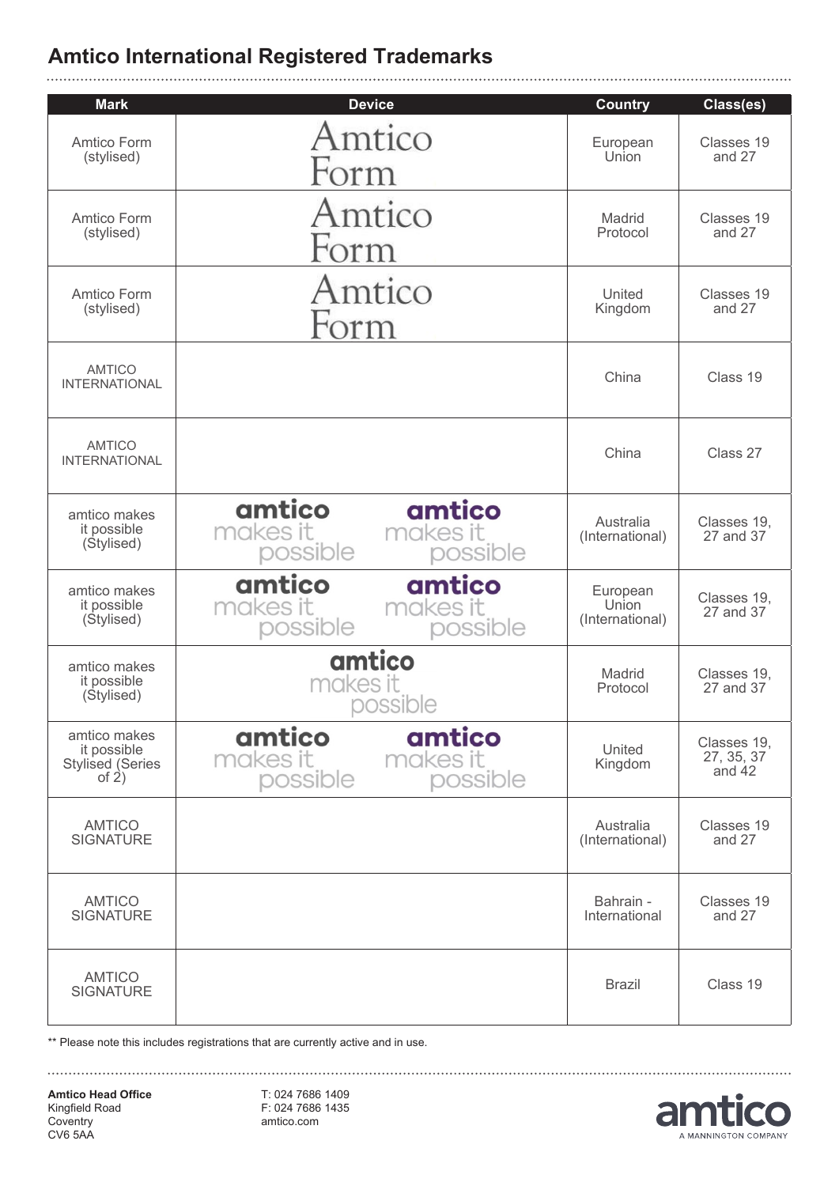## Amtico International Registered Trademarks

| Mark | Device | Country | Class(es) |
|---|---|---|---|
| Amtico Form (stylised) | Amtico Form | European Union | Classes 19 and 27 |
| Amtico Form (stylised) | Amtico Form | Madrid Protocol | Classes 19 and 27 |
| Amtico Form (stylised) | Amtico Form | United Kingdom | Classes 19 and 27 |
| AMTICO INTERNATIONAL | | China | Class 19 |
| AMTICO INTERNATIONAL | | China | Class 27 |
| amtico makes it possible (Stylised) | amtico makes it possible / amtico makes it possible | Australia (International) | Classes 19, 27 and 37 |
| amtico makes it possible (Stylised) | amtico makes it possible / amtico makes it possible | European Union (International) | Classes 19, 27 and 37 |
| amtico makes it possible (Stylised) | amtico makes it possible | Madrid Protocol | Classes 19, 27 and 37 |
| amtico makes it possible Stylised (Series of 2) | amtico makes it possible / amtico makes it possible | United Kingdom | Classes 19, 27, 35, 37 and 42 |
| AMTICO SIGNATURE | | Australia (International) | Classes 19 and 27 |
| AMTICO SIGNATURE | | Bahrain - International | Classes 19 and 27 |
| AMTICO SIGNATURE | | Brazil | Class 19 |

** Please note this includes registrations that are currently active and in use.

**Amtico Head Office**
Kingfield Road
Coventry
CV6 5AA

T: 024 7686 1409
F: 024 7686 1435
amtico.com

amtico
A MANNINGTON COMPANY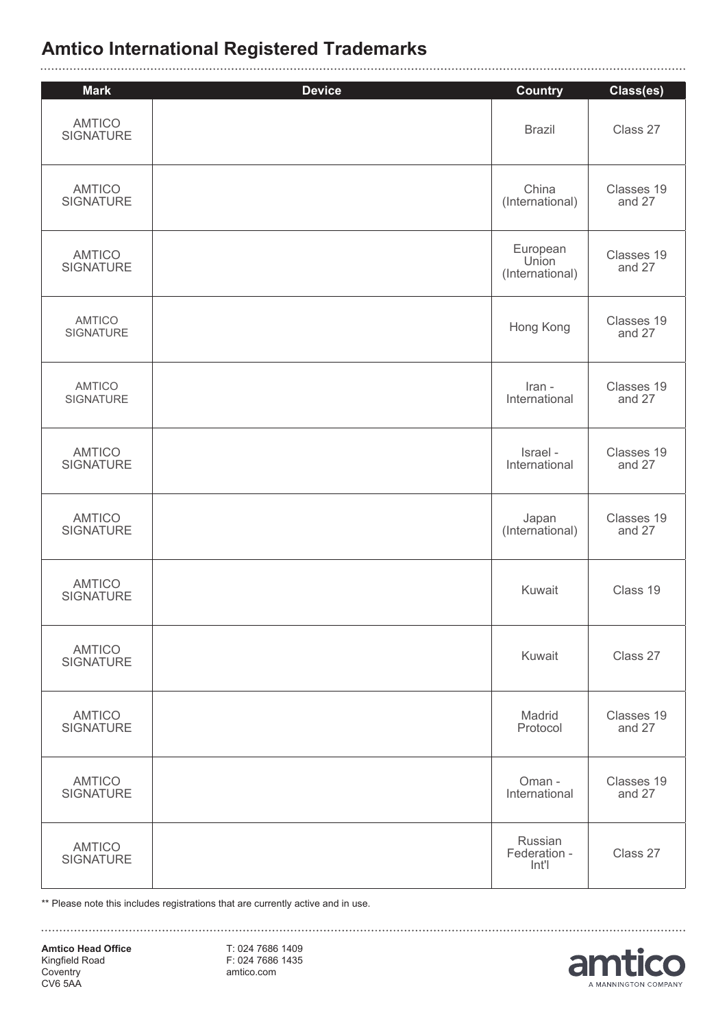## Amtico International Registered Trademarks

| Mark | Device | Country | Class(es) |
|---|---|---|---|
| AMTICO SIGNATURE | | Brazil | Class 27 |
| AMTICO SIGNATURE | | China (International) | Classes 19 and 27 |
| AMTICO SIGNATURE | | European Union (International) | Classes 19 and 27 |
| AMTICO SIGNATURE | | Hong Kong | Classes 19 and 27 |
| AMTICO SIGNATURE | | Iran - International | Classes 19 and 27 |
| AMTICO SIGNATURE | | Israel - International | Classes 19 and 27 |
| AMTICO SIGNATURE | | Japan (International) | Classes 19 and 27 |
| AMTICO SIGNATURE | | Kuwait | Class 19 |
| AMTICO SIGNATURE | | Kuwait | Class 27 |
| AMTICO SIGNATURE | | Madrid Protocol | Classes 19 and 27 |
| AMTICO SIGNATURE | | Oman - International | Classes 19 and 27 |
| AMTICO SIGNATURE | | Russian Federation - Int'l | Class 27 |

** Please note this includes registrations that are currently active and in use.

**Amtico Head Office**
Kingfield Road
Coventry
CV6 5AA

T: 024 7686 1409
F: 024 7686 1435
amtico.com

amtico
A MANNINGTON COMPANY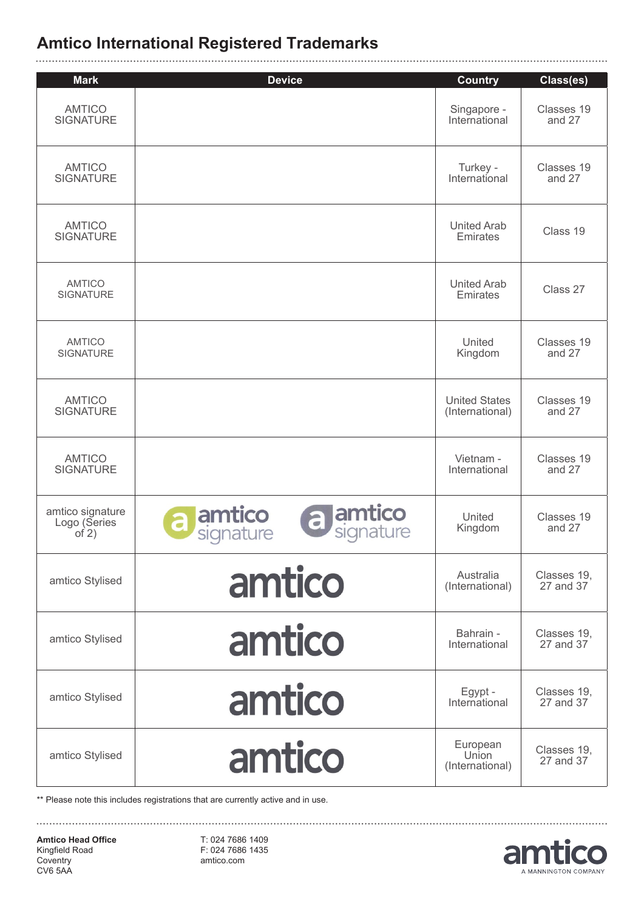## Amtico International Registered Trademarks

| Mark | Device | Country | Class(es) |
|---|---|---|---|
| AMTICO SIGNATURE | | Singapore - International | Classes 19 and 27 |
| AMTICO SIGNATURE | | Turkey - International | Classes 19 and 27 |
| AMTICO SIGNATURE | | United Arab Emirates | Class 19 |
| AMTICO SIGNATURE | | United Arab Emirates | Class 27 |
| AMTICO SIGNATURE | | United Kingdom | Classes 19 and 27 |
| AMTICO SIGNATURE | | United States (International) | Classes 19 and 27 |
| AMTICO SIGNATURE | | Vietnam - International | Classes 19 and 27 |
| amtico signature Logo (Series of 2) | a amtico signature / a amtico signature | United Kingdom | Classes 19 and 27 |
| amtico Stylised | amtico | Australia (International) | Classes 19, 27 and 37 |
| amtico Stylised | amtico | Bahrain - International | Classes 19, 27 and 37 |
| amtico Stylised | amtico | Egypt - International | Classes 19, 27 and 37 |
| amtico Stylised | amtico | European Union (International) | Classes 19, 27 and 37 |

** Please note this includes registrations that are currently active and in use.

**Amtico Head Office**
Kingfield Road
Coventry
CV6 5AA

T: 024 7686 1409
F: 024 7686 1435
amtico.com

amtico
A MANNINGTON COMPANY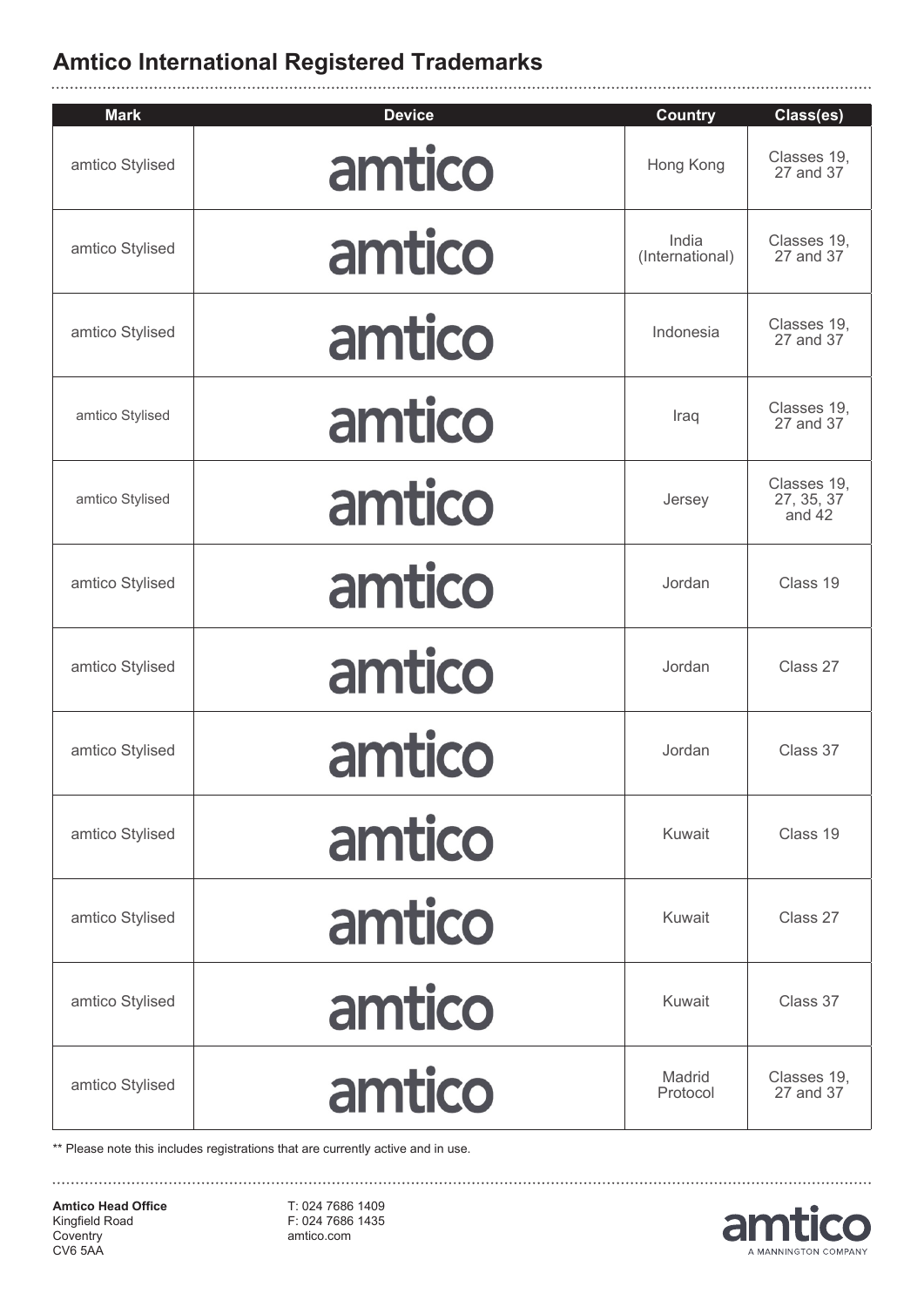## Amtico International Registered Trademarks

| Mark | Device | Country | Class(es) |
|---|---|---|---|
| amtico Stylised | amtico | Hong Kong | Classes 19, 27 and 37 |
| amtico Stylised | amtico | India (International) | Classes 19, 27 and 37 |
| amtico Stylised | amtico | Indonesia | Classes 19, 27 and 37 |
| amtico Stylised | amtico | Iraq | Classes 19, 27 and 37 |
| amtico Stylised | amtico | Jersey | Classes 19, 27, 35, 37 and 42 |
| amtico Stylised | amtico | Jordan | Class 19 |
| amtico Stylised | amtico | Jordan | Class 27 |
| amtico Stylised | amtico | Jordan | Class 37 |
| amtico Stylised | amtico | Kuwait | Class 19 |
| amtico Stylised | amtico | Kuwait | Class 27 |
| amtico Stylised | amtico | Kuwait | Class 37 |
| amtico Stylised | amtico | Madrid Protocol | Classes 19, 27 and 37 |

** Please note this includes registrations that are currently active and in use.

**Amtico Head Office**
Kingfield Road
Coventry
CV6 5AA

T: 024 7686 1409
F: 024 7686 1435
amtico.com

amtico
A MANNINGTON COMPANY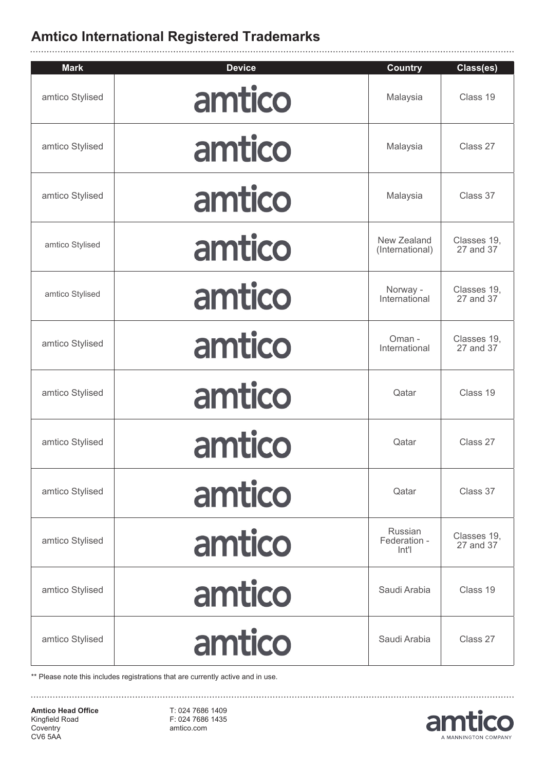## Amtico International Registered Trademarks

| Mark | Device | Country | Class(es) |
|---|---|---|---|
| amtico Stylised | amtico | Malaysia | Class 19 |
| amtico Stylised | amtico | Malaysia | Class 27 |
| amtico Stylised | amtico | Malaysia | Class 37 |
| amtico Stylised | amtico | New Zealand (International) | Classes 19, 27 and 37 |
| amtico Stylised | amtico | Norway - International | Classes 19, 27 and 37 |
| amtico Stylised | amtico | Oman - International | Classes 19, 27 and 37 |
| amtico Stylised | amtico | Qatar | Class 19 |
| amtico Stylised | amtico | Qatar | Class 27 |
| amtico Stylised | amtico | Qatar | Class 37 |
| amtico Stylised | amtico | Russian Federation - Int'l | Classes 19, 27 and 37 |
| amtico Stylised | amtico | Saudi Arabia | Class 19 |
| amtico Stylised | amtico | Saudi Arabia | Class 27 |

** Please note this includes registrations that are currently active and in use.

**Amtico Head Office**
Kingfield Road
Coventry
CV6 5AA

T: 024 7686 1409
F: 024 7686 1435
amtico.com

amtico
A MANNINGTON COMPANY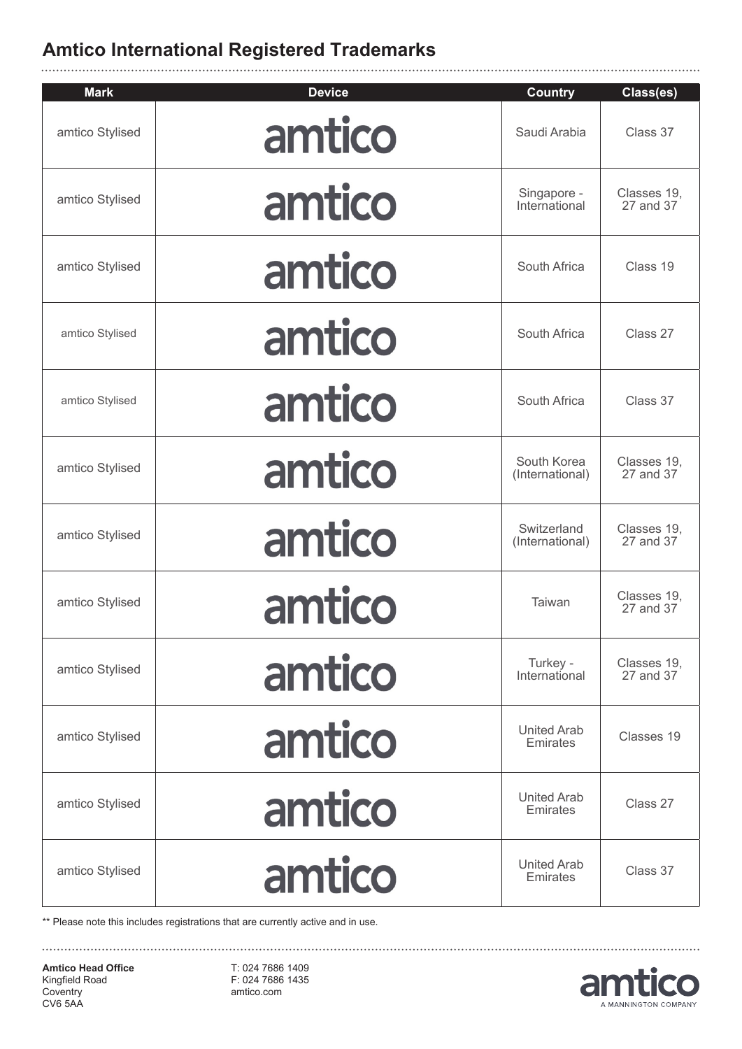## Amtico International Registered Trademarks

| Mark | Device | Country | Class(es) |
|---|---|---|---|
| amtico Stylised | amtico | Saudi Arabia | Class 37 |
| amtico Stylised | amtico | Singapore - International | Classes 19, 27 and 37 |
| amtico Stylised | amtico | South Africa | Class 19 |
| amtico Stylised | amtico | South Africa | Class 27 |
| amtico Stylised | amtico | South Africa | Class 37 |
| amtico Stylised | amtico | South Korea (International) | Classes 19, 27 and 37 |
| amtico Stylised | amtico | Switzerland (International) | Classes 19, 27 and 37 |
| amtico Stylised | amtico | Taiwan | Classes 19, 27 and 37 |
| amtico Stylised | amtico | Turkey - International | Classes 19, 27 and 37 |
| amtico Stylised | amtico | United Arab Emirates | Classes 19 |
| amtico Stylised | amtico | United Arab Emirates | Class 27 |
| amtico Stylised | amtico | United Arab Emirates | Class 37 |

** Please note this includes registrations that are currently active and in use.

**Amtico Head Office**
Kingfield Road
Coventry
CV6 5AA

T: 024 7686 1409
F: 024 7686 1435
amtico.com

amtico
A MANNINGTON COMPANY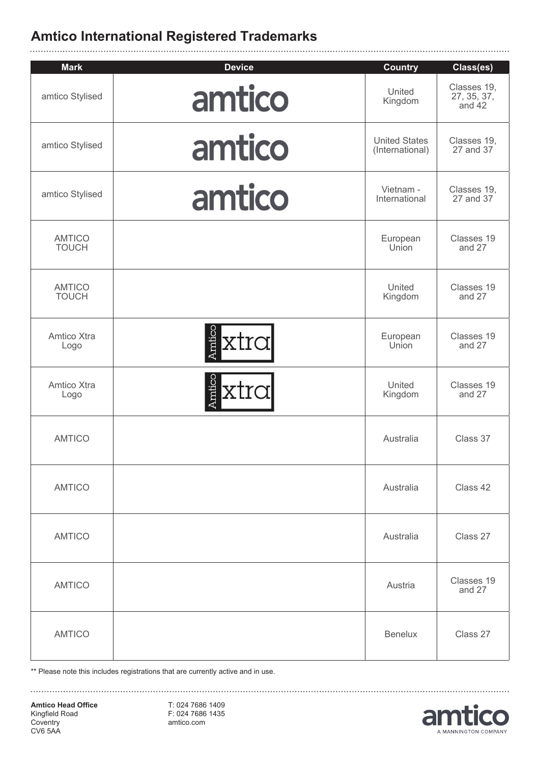## Amtico International Registered Trademarks

| Mark | Device | Country | Class(es) |
|---|---|---|---|
| amtico Stylised | amtico | United Kingdom | Classes 19, 27, 35, 37, and 42 |
| amtico Stylised | amtico | United States (International) | Classes 19, 27 and 37 |
| amtico Stylised | amtico | Vietnam - International | Classes 19, 27 and 37 |
| AMTICO TOUCH | | European Union | Classes 19 and 27 |
| AMTICO TOUCH | | United Kingdom | Classes 19 and 27 |
| Amtico Xtra Logo | Amtico xtra | European Union | Classes 19 and 27 |
| Amtico Xtra Logo | Amtico xtra | United Kingdom | Classes 19 and 27 |
| AMTICO | | Australia | Class 37 |
| AMTICO | | Australia | Class 42 |
| AMTICO | | Australia | Class 27 |
| AMTICO | | Austria | Classes 19 and 27 |
| AMTICO | | Benelux | Class 27 |

** Please note this includes registrations that are currently active and in use.

**Amtico Head Office**
Kingfield Road
Coventry
CV6 5AA

T: 024 7686 1409
F: 024 7686 1435
amtico.com

amtico
A MANNINGTON COMPANY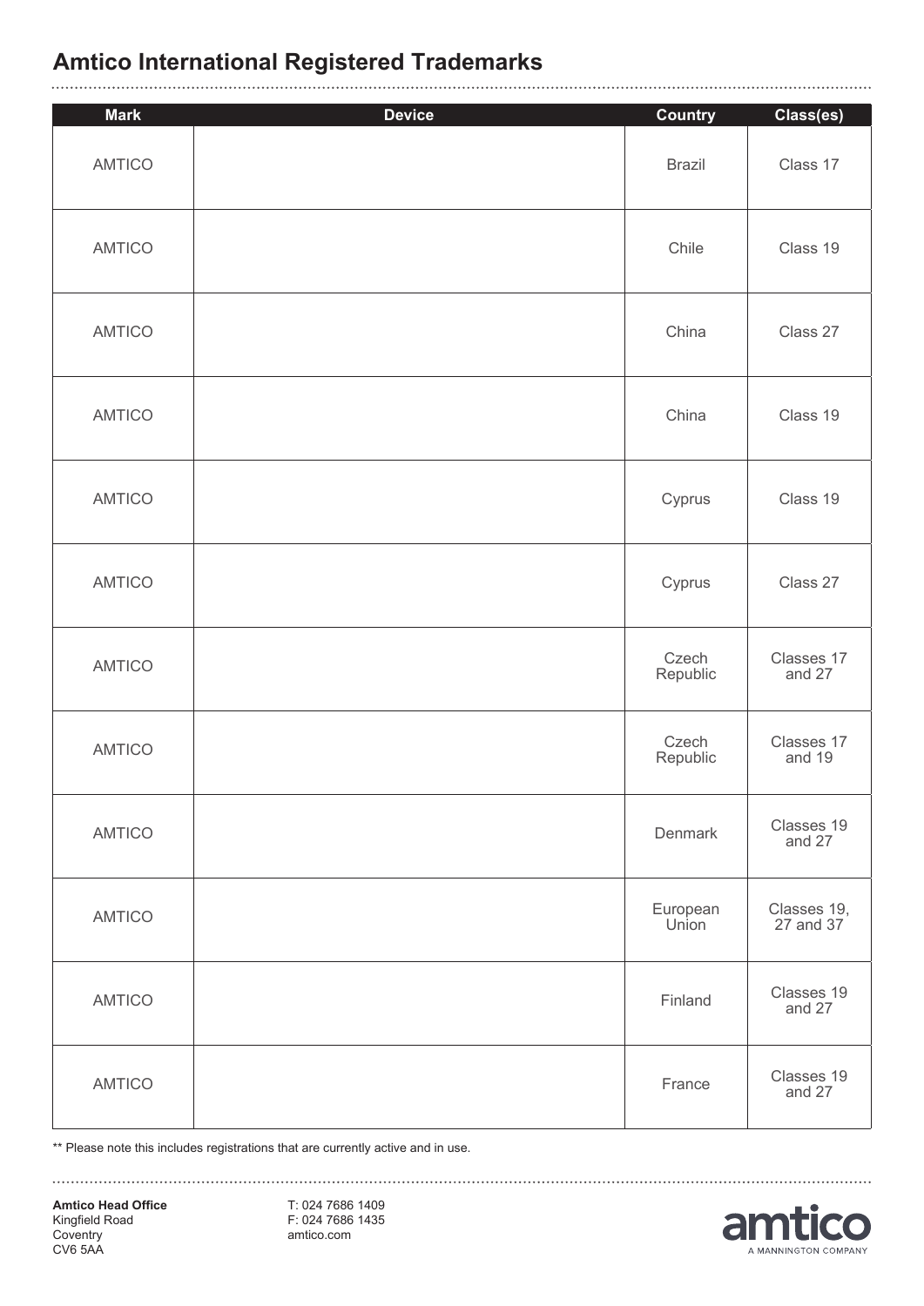## Amtico International Registered Trademarks

| Mark | Device | Country | Class(es) |
|---|---|---|---|
| AMTICO | | Brazil | Class 17 |
| AMTICO | | Chile | Class 19 |
| AMTICO | | China | Class 27 |
| AMTICO | | China | Class 19 |
| AMTICO | | Cyprus | Class 19 |
| AMTICO | | Cyprus | Class 27 |
| AMTICO | | Czech Republic | Classes 17 and 27 |
| AMTICO | | Czech Republic | Classes 17 and 19 |
| AMTICO | | Denmark | Classes 19 and 27 |
| AMTICO | | European Union | Classes 19, 27 and 37 |
| AMTICO | | Finland | Classes 19 and 27 |
| AMTICO | | France | Classes 19 and 27 |

** Please note this includes registrations that are currently active and in use.

**Amtico Head Office**
Kingfield Road
Coventry
CV6 5AA

T: 024 7686 1409
F: 024 7686 1435
amtico.com

amtico
A MANNINGTON COMPANY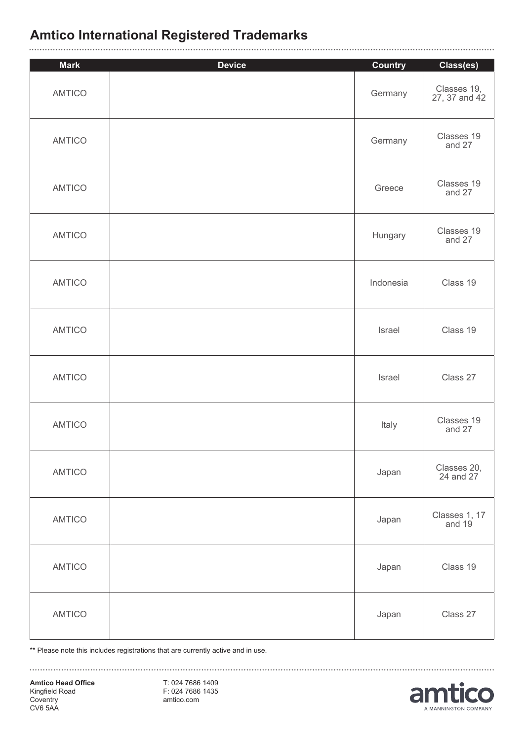## Amtico International Registered Trademarks

| Mark | Device | Country | Class(es) |
|---|---|---|---|
| AMTICO | | Germany | Classes 19, 27, 37 and 42 |
| AMTICO | | Germany | Classes 19 and 27 |
| AMTICO | | Greece | Classes 19 and 27 |
| AMTICO | | Hungary | Classes 19 and 27 |
| AMTICO | | Indonesia | Class 19 |
| AMTICO | | Israel | Class 19 |
| AMTICO | | Israel | Class 27 |
| AMTICO | | Italy | Classes 19 and 27 |
| AMTICO | | Japan | Classes 20, 24 and 27 |
| AMTICO | | Japan | Classes 1, 17 and 19 |
| AMTICO | | Japan | Class 19 |
| AMTICO | | Japan | Class 27 |

** Please note this includes registrations that are currently active and in use.

**Amtico Head Office**
Kingfield Road
Coventry
CV6 5AA

T: 024 7686 1409
F: 024 7686 1435
amtico.com

amtico
A MANNINGTON COMPANY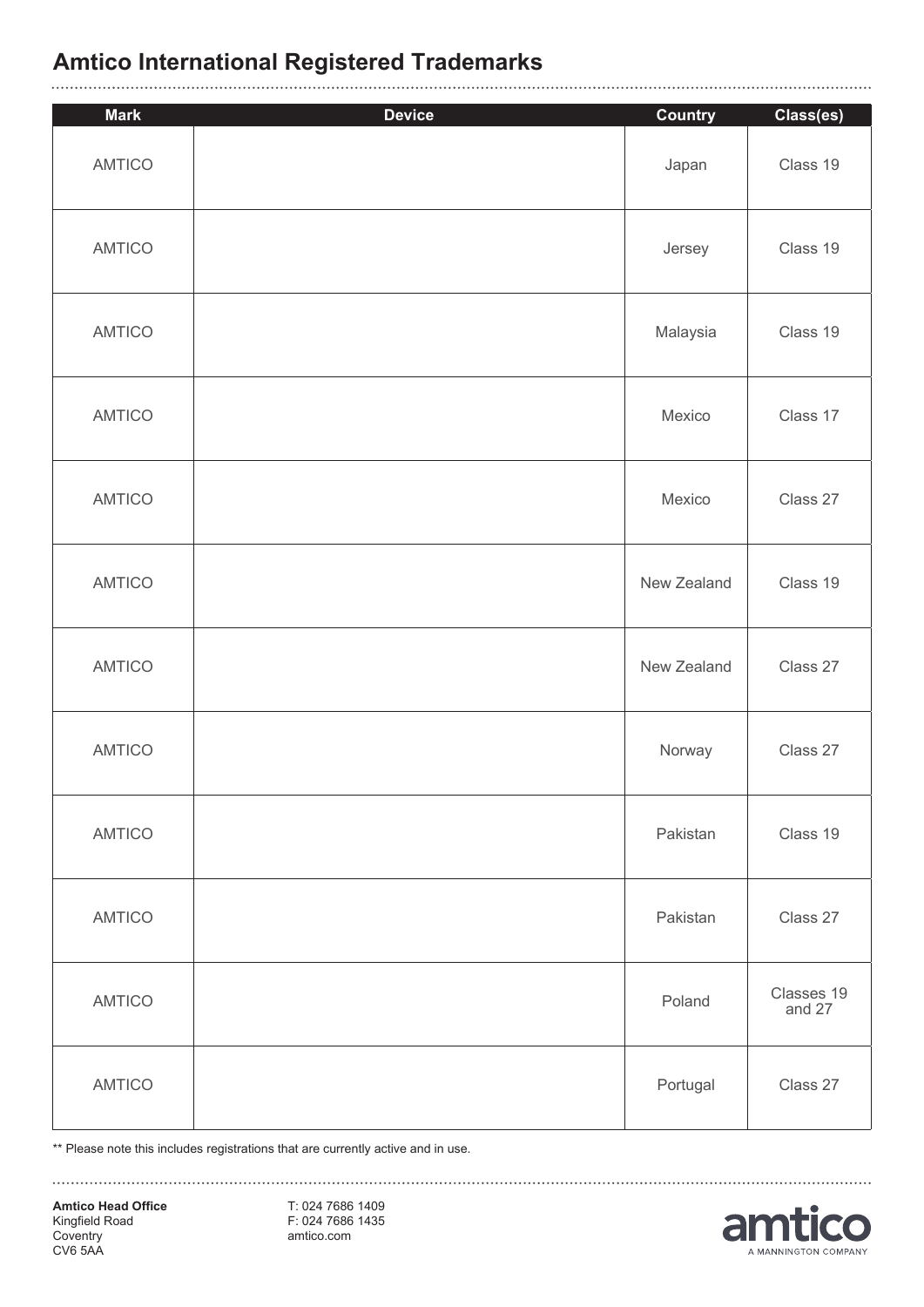## Amtico International Registered Trademarks

| Mark | Device | Country | Class(es) |
|---|---|---|---|
| AMTICO | | Japan | Class 19 |
| AMTICO | | Jersey | Class 19 |
| AMTICO | | Malaysia | Class 19 |
| AMTICO | | Mexico | Class 17 |
| AMTICO | | Mexico | Class 27 |
| AMTICO | | New Zealand | Class 19 |
| AMTICO | | New Zealand | Class 27 |
| AMTICO | | Norway | Class 27 |
| AMTICO | | Pakistan | Class 19 |
| AMTICO | | Pakistan | Class 27 |
| AMTICO | | Poland | Classes 19 and 27 |
| AMTICO | | Portugal | Class 27 |

** Please note this includes registrations that are currently active and in use.

**Amtico Head Office**
Kingfield Road
Coventry
CV6 5AA

T: 024 7686 1409
F: 024 7686 1435
amtico.com

amtico
A MANNINGTON COMPANY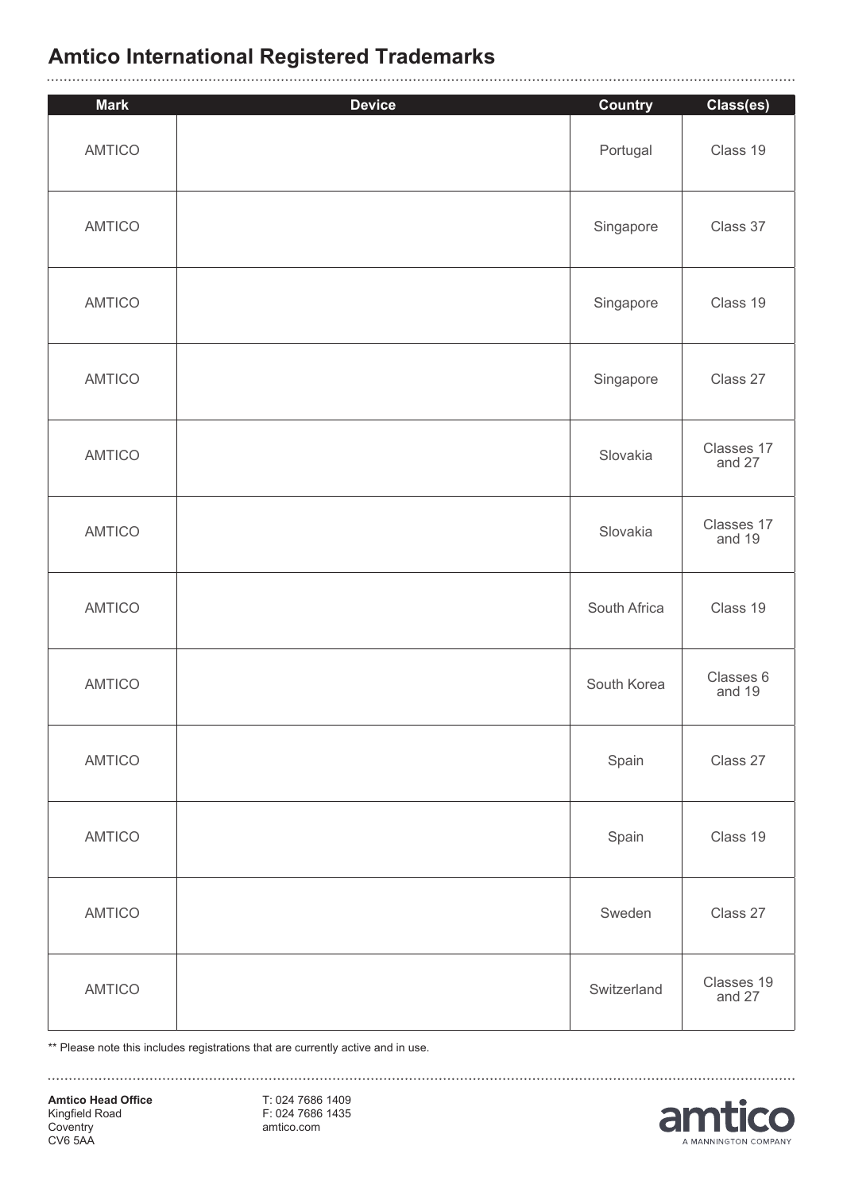## Amtico International Registered Trademarks

| Mark | Device | Country | Class(es) |
|---|---|---|---|
| AMTICO | | Portugal | Class 19 |
| AMTICO | | Singapore | Class 37 |
| AMTICO | | Singapore | Class 19 |
| AMTICO | | Singapore | Class 27 |
| AMTICO | | Slovakia | Classes 17 and 27 |
| AMTICO | | Slovakia | Classes 17 and 19 |
| AMTICO | | South Africa | Class 19 |
| AMTICO | | South Korea | Classes 6 and 19 |
| AMTICO | | Spain | Class 27 |
| AMTICO | | Spain | Class 19 |
| AMTICO | | Sweden | Class 27 |
| AMTICO | | Switzerland | Classes 19 and 27 |

** Please note this includes registrations that are currently active and in use.

**Amtico Head Office**
Kingfield Road
Coventry
CV6 5AA

T: 024 7686 1409
F: 024 7686 1435
amtico.com

amtico
A MANNINGTON COMPANY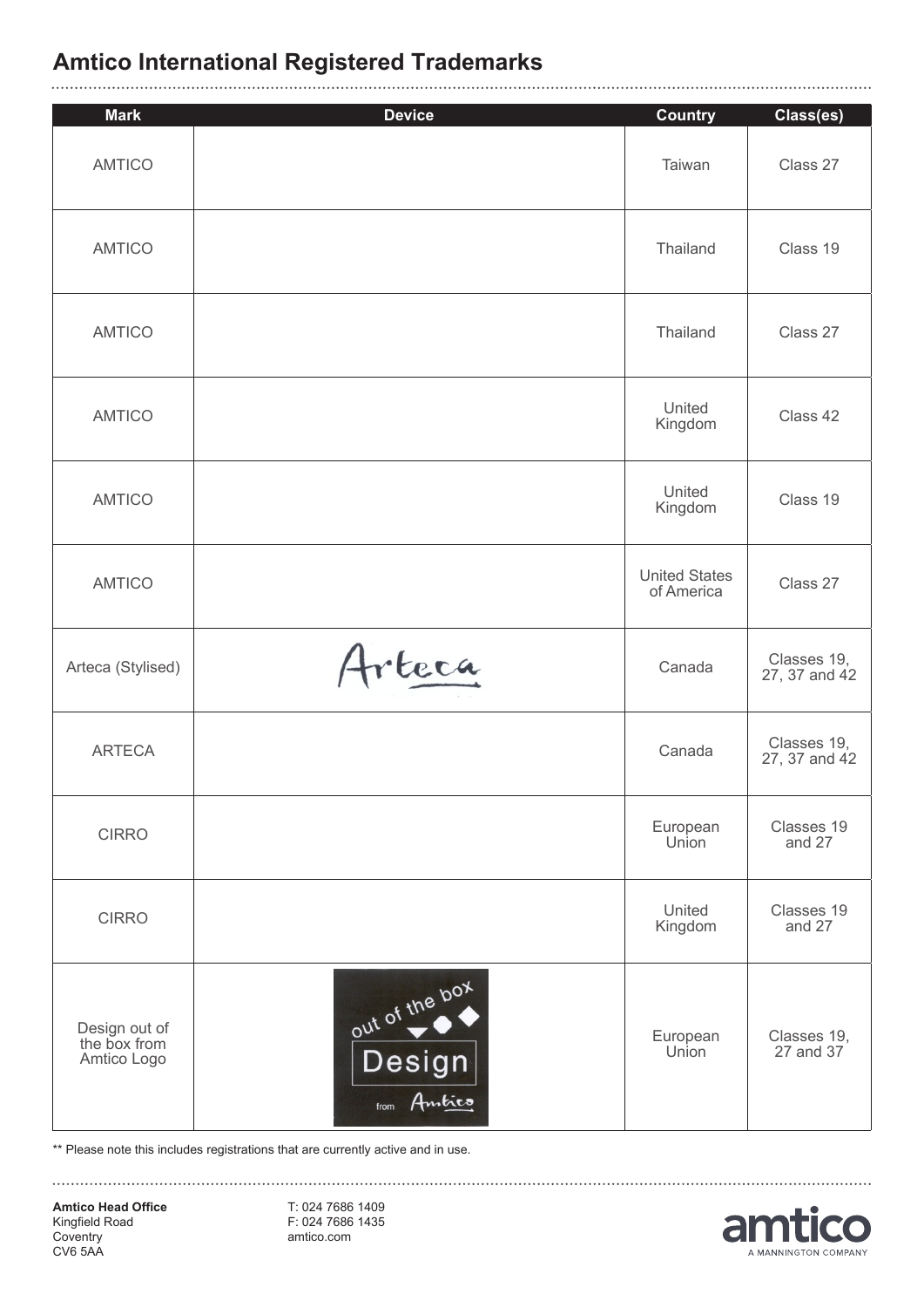## Amtico International Registered Trademarks

| Mark | Device | Country | Class(es) |
|---|---|---|---|
| AMTICO | | Taiwan | Class 27 |
| AMTICO | | Thailand | Class 19 |
| AMTICO | | Thailand | Class 27 |
| AMTICO | | United Kingdom | Class 42 |
| AMTICO | | United Kingdom | Class 19 |
| AMTICO | | United States of America | Class 27 |
| Arteca (Stylised) | Arteca | Canada | Classes 19, 27, 37 and 42 |
| ARTECA | | Canada | Classes 19, 27, 37 and 42 |
| CIRRO | | European Union | Classes 19 and 27 |
| CIRRO | | United Kingdom | Classes 19 and 27 |
| Design out of the box from Amtico Logo | out of the box Design from Amtico | European Union | Classes 19, 27 and 37 |

** Please note this includes registrations that are currently active and in use.

**Amtico Head Office**
Kingfield Road
Coventry
CV6 5AA

T: 024 7686 1409
F: 024 7686 1435
amtico.com

amtico
A MANNINGTON COMPANY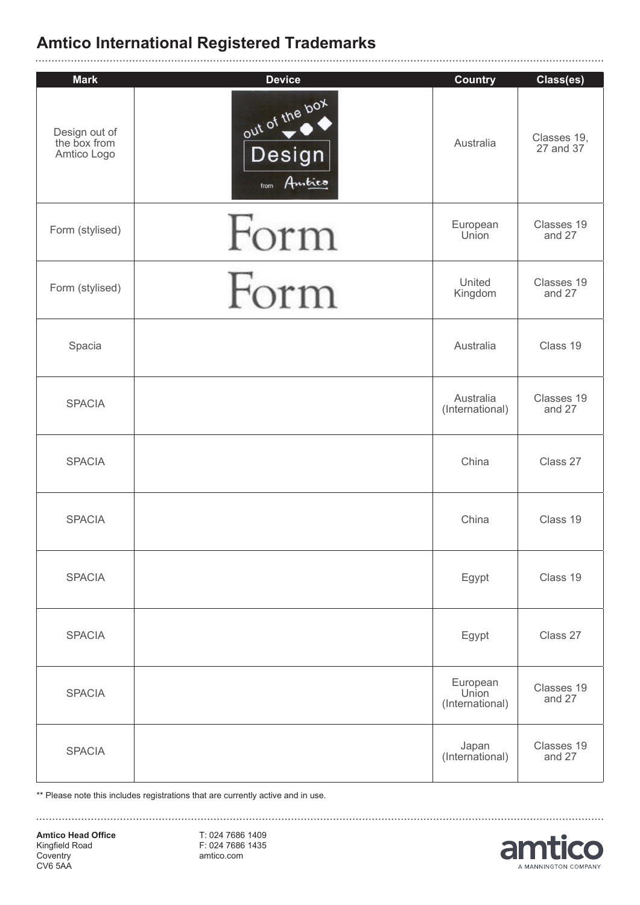# Amtico International Registered Trademarks

| Mark | Device | Country | Class(es) |
| --- | --- | --- | --- |
| Design out of the box from Amtico Logo | out of the box Design from Amtico | Australia | Classes 19, 27 and 37 |
| Form (stylised) | Form | European Union | Classes 19 and 27 |
| Form (stylised) | Form | United Kingdom | Classes 19 and 27 |
| Spacia | | Australia | Class 19 |
| SPACIA | | Australia (International) | Classes 19 and 27 |
| SPACIA | | China | Class 27 |
| SPACIA | | China | Class 19 |
| SPACIA | | Egypt | Class 19 |
| SPACIA | | Egypt | Class 27 |
| SPACIA | | European Union (International) | Classes 19 and 27 |
| SPACIA | | Japan (International) | Classes 19 and 27 |

** Please note this includes registrations that are currently active and in use.

**Amtico Head Office**
Kingfield Road
Coventry
CV6 5AA

T: 024 7686 1409
F: 024 7686 1435
amtico.com

amtico
A MANNINGTON COMPANY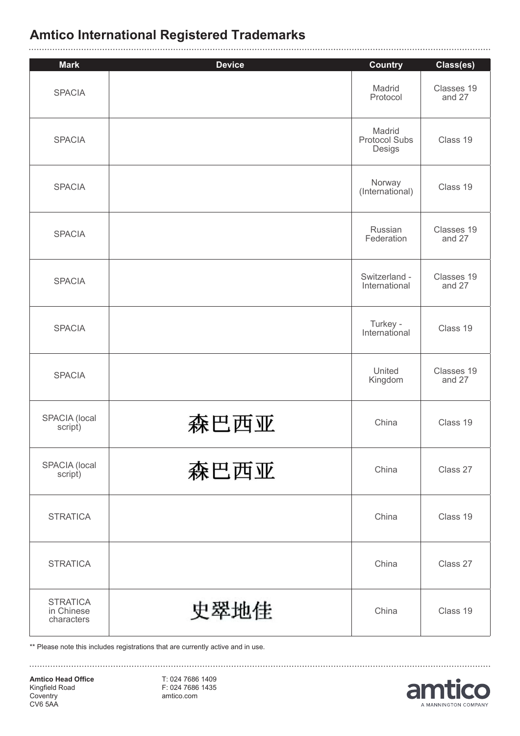## Amtico International Registered Trademarks

| Mark | Device | Country | Class(es) |
|---|---|---|---|
| SPACIA | | Madrid Protocol | Classes 19 and 27 |
| SPACIA | | Madrid Protocol Subs Desigs | Class 19 |
| SPACIA | | Norway (International) | Class 19 |
| SPACIA | | Russian Federation | Classes 19 and 27 |
| SPACIA | | Switzerland - International | Classes 19 and 27 |
| SPACIA | | Turkey - International | Class 19 |
| SPACIA | | United Kingdom | Classes 19 and 27 |
| SPACIA (local script) | 森巴西亚 | China | Class 19 |
| SPACIA (local script) | 森巴西亚 | China | Class 27 |
| STRATICA | | China | Class 19 |
| STRATICA | | China | Class 27 |
| STRATICA in Chinese characters | 史翠地佳 | China | Class 19 |

** Please note this includes registrations that are currently active and in use.

**Amtico Head Office**
Kingfield Road
Coventry
CV6 5AA

T: 024 7686 1409
F: 024 7686 1435
amtico.com

amtico
A MANNINGTON COMPANY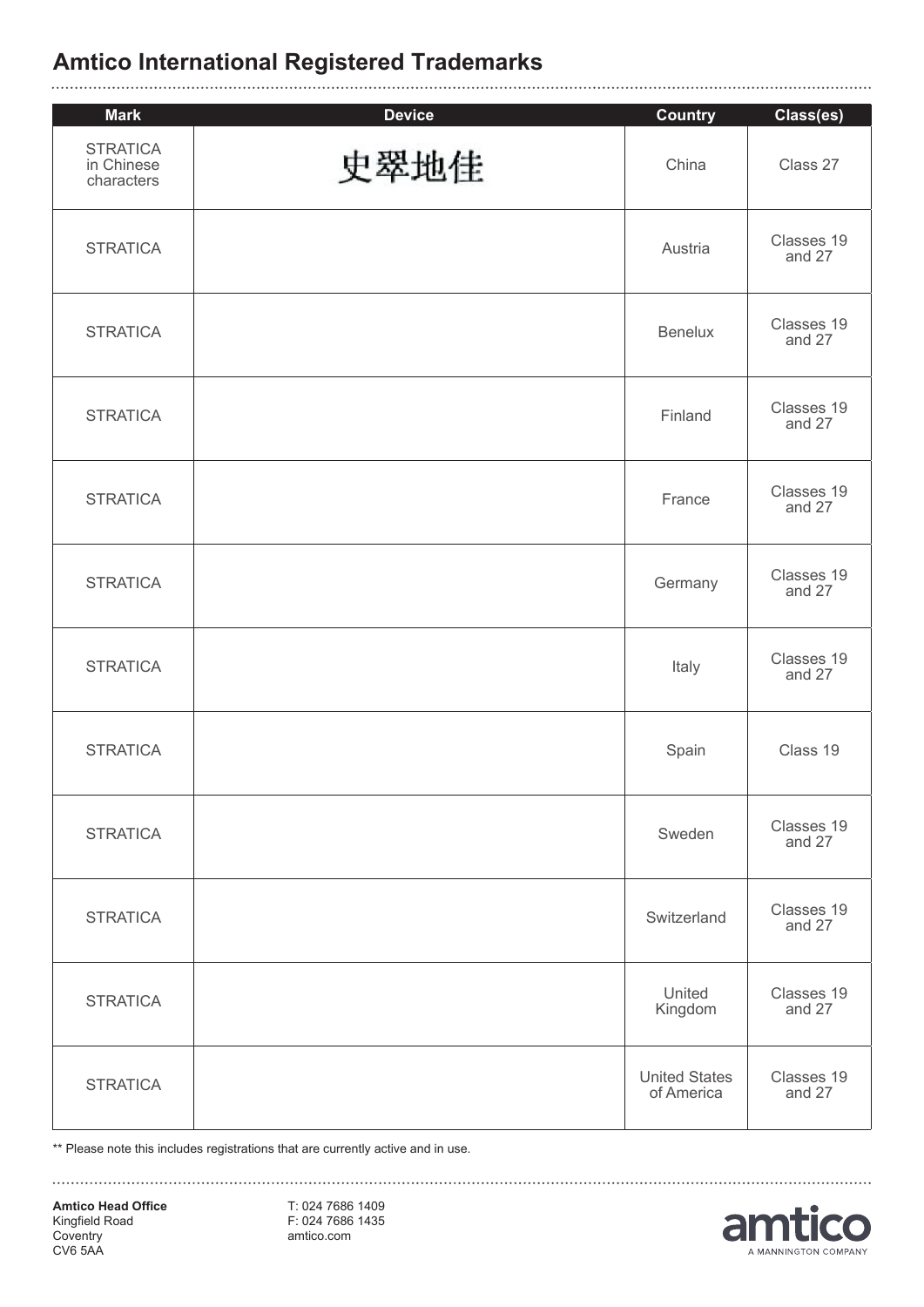# Amtico International Registered Trademarks

| Mark | Device | Country | Class(es) |
|---|---|---|---|
| STRATICA in Chinese characters | 史翠地佳 | China | Class 27 |
| STRATICA | | Austria | Classes 19 and 27 |
| STRATICA | | Benelux | Classes 19 and 27 |
| STRATICA | | Finland | Classes 19 and 27 |
| STRATICA | | France | Classes 19 and 27 |
| STRATICA | | Germany | Classes 19 and 27 |
| STRATICA | | Italy | Classes 19 and 27 |
| STRATICA | | Spain | Class 19 |
| STRATICA | | Sweden | Classes 19 and 27 |
| STRATICA | | Switzerland | Classes 19 and 27 |
| STRATICA | | United Kingdom | Classes 19 and 27 |
| STRATICA | | United States of America | Classes 19 and 27 |

** Please note this includes registrations that are currently active and in use.

**Amtico Head Office**
Kingfield Road
Coventry
CV6 5AA

T: 024 7686 1409
F: 024 7686 1435
amtico.com

amtico
A MANNINGTON COMPANY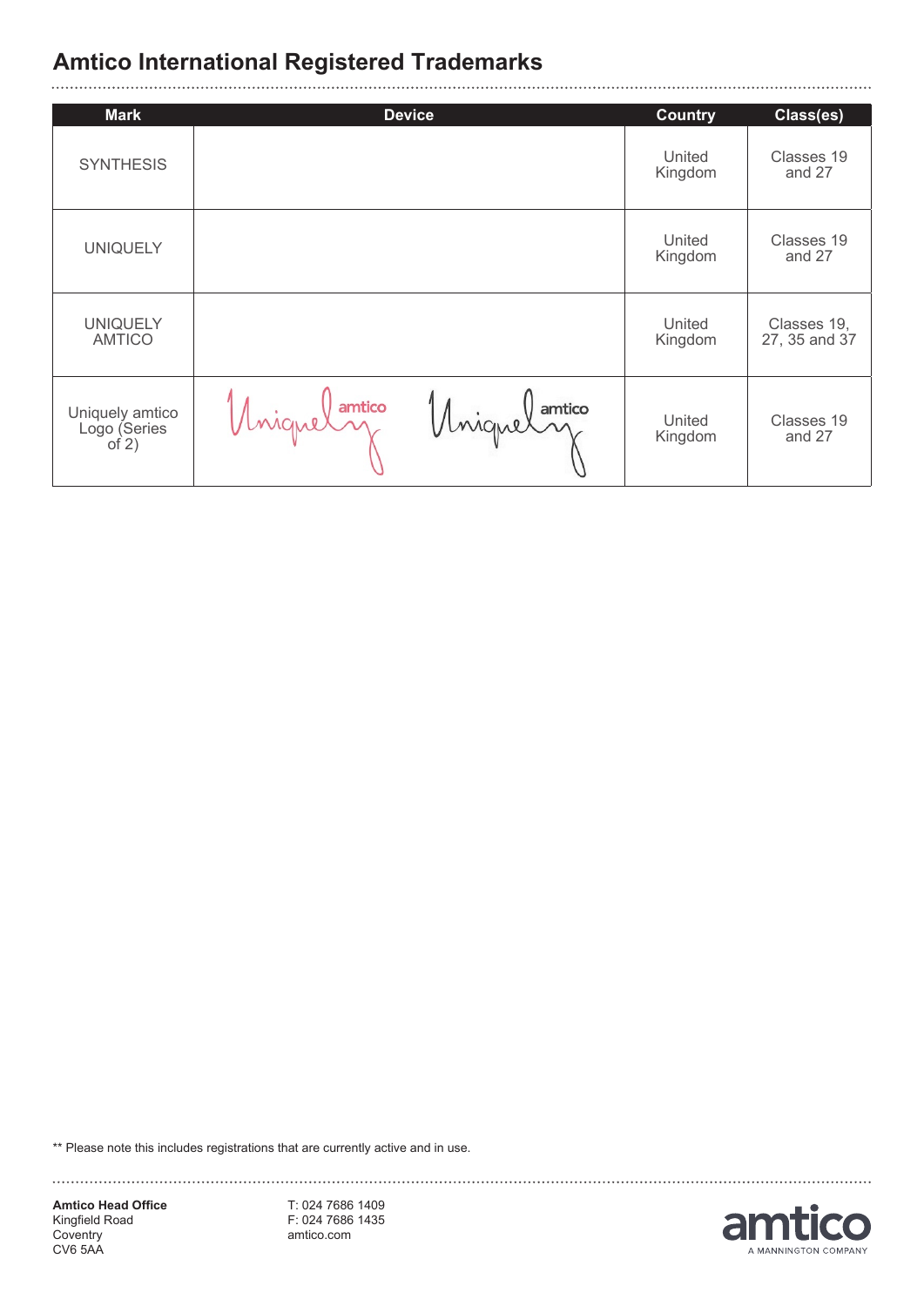# Amtico International Registered Trademarks

| Mark | Device | Country | Class(es) |
|---|---|---|---|
| SYNTHESIS | | United Kingdom | Classes 19 and 27 |
| UNIQUELY | | United Kingdom | Classes 19 and 27 |
| UNIQUELY AMTICO | | United Kingdom | Classes 19, 27, 35 and 37 |
| Uniquely amtico Logo (Series of 2) | Uniquely amtico / Uniquely amtico | United Kingdom | Classes 19 and 27 |

** Please note this includes registrations that are currently active and in use.

**Amtico Head Office**
Kingfield Road
Coventry
CV6 5AA

T: 024 7686 1409
F: 024 7686 1435
amtico.com

amtico
A MANNINGTON COMPANY